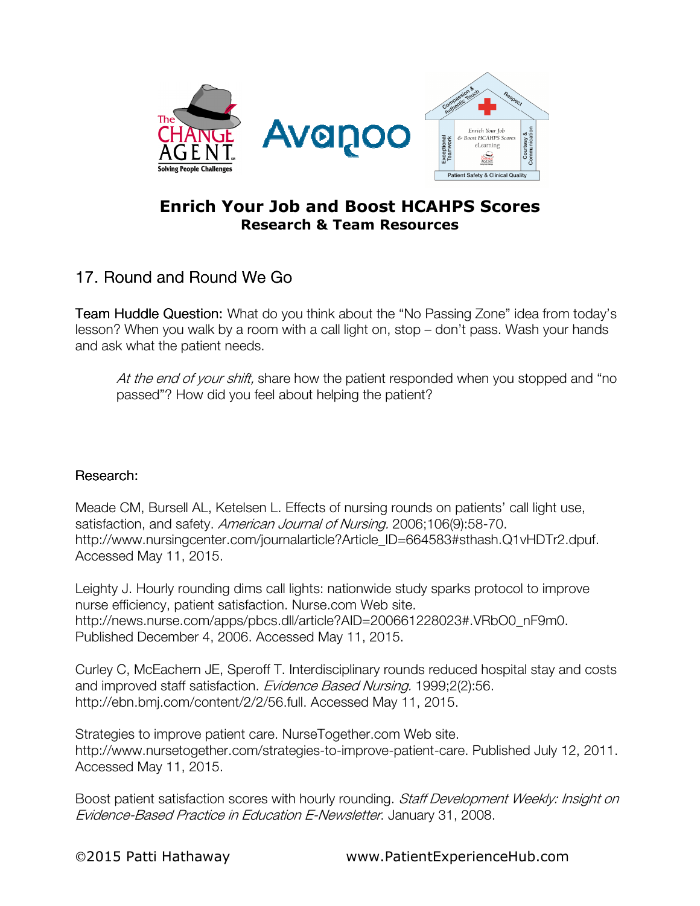# Enrich Your Job and Boost HCAHPS Scores

**Research & Team Resources**

## 17. Round and Round We Go

Team Huddle Question: What do you think about the "No Passing Zone" idea from today's lesson? When you walk by a room with a call light on, stop – don't pass. Wash your hands and ask what the patient needs.

> *At the end of your shift,* share how the patient responded when you stopped and "no passed"? How did you feel about helping the patient?

### Research:

Meade CM, Bursell AL, Ketelsen L. Effects of nursing rounds on patients' call light use, satisfaction, and safety. *American Journal of Nursing.* 2006;106(9):58-70. http://www.nursingcenter.com/journalarticle?Article_ID=664583#sthash.Q1vHDTr2.dpuf. Accessed May 11, 2015.

Leighty J. Hourly rounding dims call lights: nationwide study sparks protocol to improve nurse efficiency, patient satisfaction. Nurse.com Web site. http://news.nurse.com/apps/pbcs.dll/article?AID=200661228023#.VRbO0_nF9m0. Published December 4, 2006. Accessed May 11, 2015.

Curley C, McEachern JE, Speroff T. Interdisciplinary rounds reduced hospital stay and costs and improved staff satisfaction. *Evidence Based Nursing.* 1999;2(2):56. http://ebn.bmj.com/content/2/2/56.full. Accessed May 11, 2015.

Strategies to improve patient care. NurseTogether.com Web site. http://www.nursetogether.com/strategies-to-improve-patient-care. Published July 12, 2011. Accessed May 11, 2015.

Boost patient satisfaction scores with hourly rounding. *Staff Development Weekly: Insight on Evidence-Based Practice in Education E-Newsletter.* January 31, 2008.

©2015 Patti Hathaway www.PatientExperienceHub.com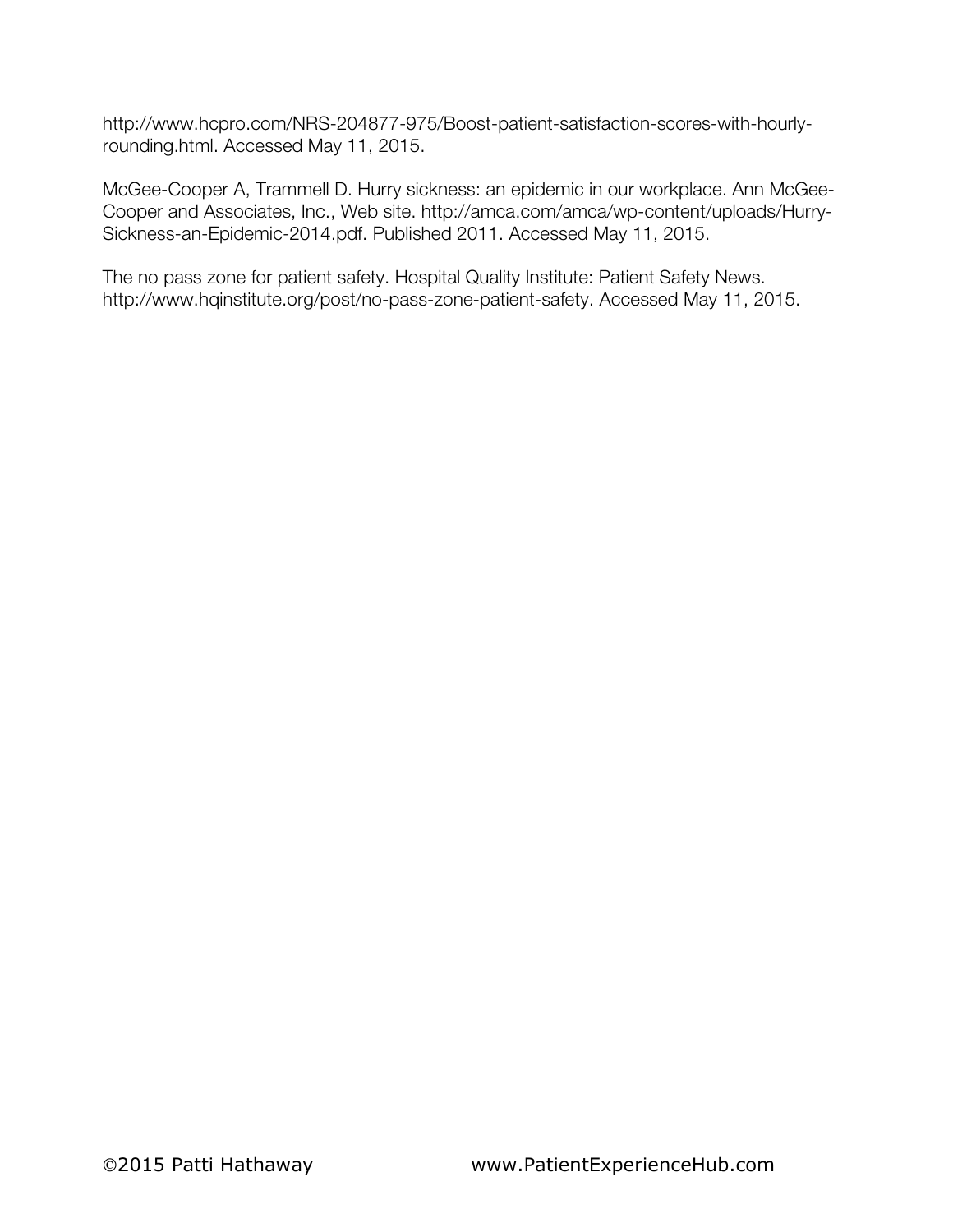http://www.hcpro.com/NRS-204877-975/Boost-patient-satisfaction-scores-with-hourly-rounding.html. Accessed May 11, 2015.

McGee-Cooper A, Trammell D. Hurry sickness: an epidemic in our workplace. Ann McGee-Cooper and Associates, Inc., Web site. http://amca.com/amca/wp-content/uploads/Hurry-Sickness-an-Epidemic-2014.pdf. Published 2011. Accessed May 11, 2015.

The no pass zone for patient safety. Hospital Quality Institute: Patient Safety News. http://www.hqinstitute.org/post/no-pass-zone-patient-safety. Accessed May 11, 2015.